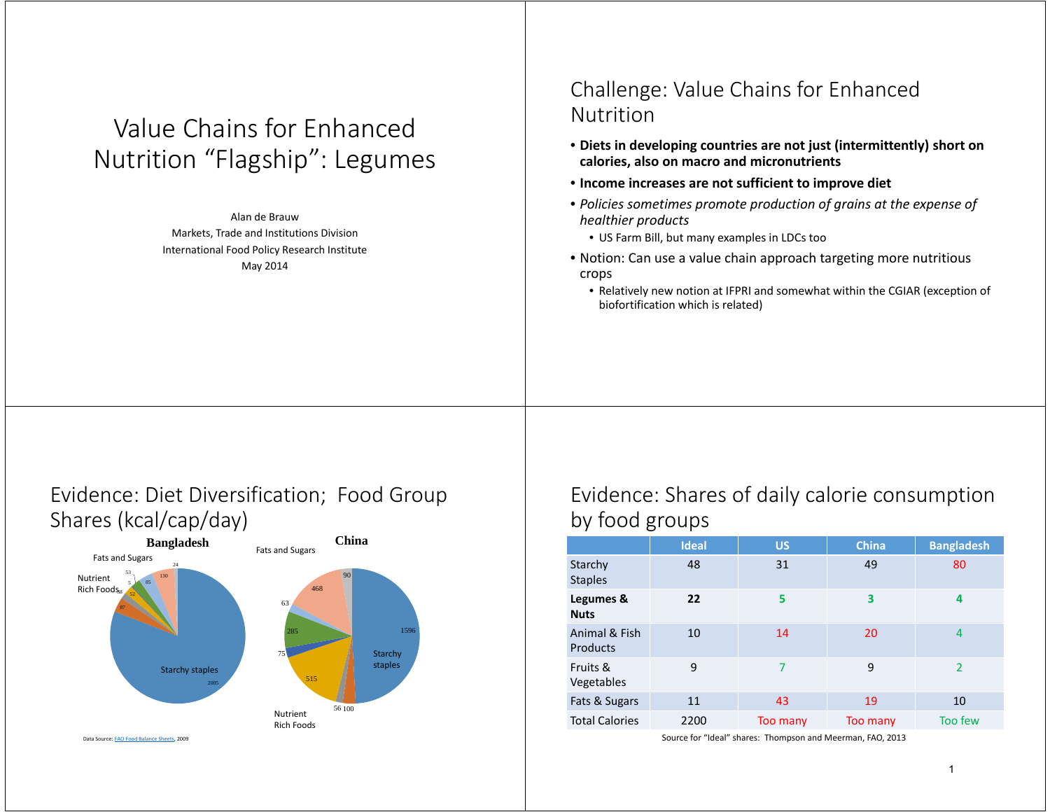# Value Chains for Enhanced Nutrition "Flagship": Legumes

Alan de Brauw
Markets, Trade and Institutions Division
International Food Policy Research Institute
May 2014

## Challenge: Value Chains for Enhanced Nutrition

- **Diets in developing countries are not just (intermittently) short on calories, also on macro and micronutrients**
- **Income increases are not sufficient to improve diet**
- *Policies sometimes promote production of grains at the expense of healthier products*
  - US Farm Bill, but many examples in LDCs too
- Notion: Can use a value chain approach targeting more nutritious crops
  - Relatively new notion at IFPRI and somewhat within the CGIAR (exception of biofortification which is related)

## Evidence: Diet Diversification; Food Group Shares (kcal/cap/day)

**Bangladesh**

Fats and Sugars
Nutrient Rich Foods
Starchy staples
2005
87
38
52
5
53
85
130
24

**China**

Fats and Sugars
Nutrient Rich Foods
Starchy staples
1596
468
90
63
285
75
515
56
100

Data Source: FAO Food Balance Sheets, 2009

## Evidence: Shares of daily calorie consumption by food groups

| | Ideal | US | China | Bangladesh |
|---|---|---|---|---|
| Starchy Staples | 48 | 31 | 49 | 80 |
| **Legumes & Nuts** | **22** | 5 | 3 | 4 |
| Animal & Fish Products | 10 | 14 | 20 | 4 |
| Fruits & Vegetables | 9 | 7 | 9 | 2 |
| Fats & Sugars | 11 | 43 | 19 | 10 |
| Total Calories | 2200 | Too many | Too many | Too few |

Source for "Ideal" shares: Thompson and Meerman, FAO, 2013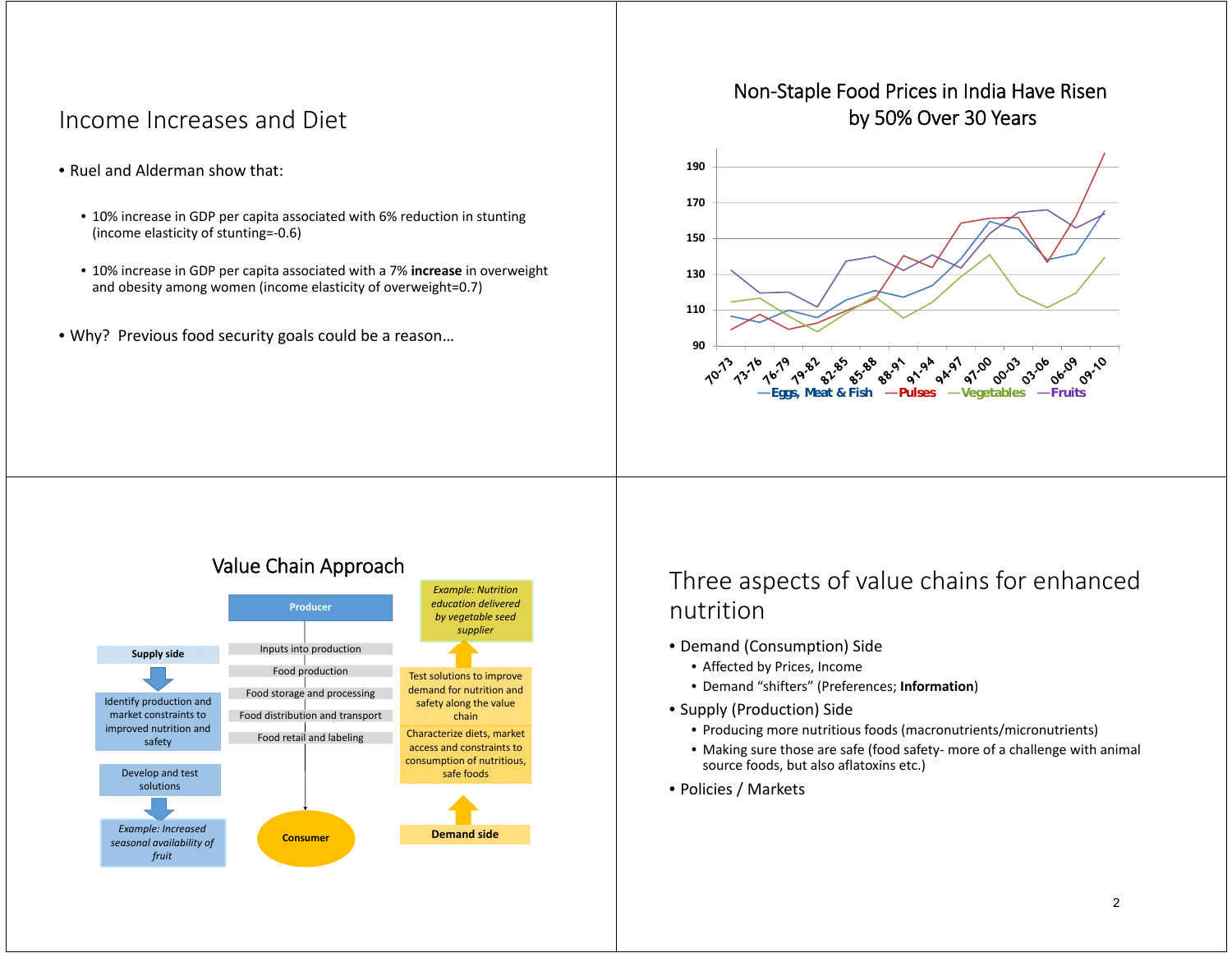## Income Increases and Diet

- Ruel and Alderman show that:
  - 10% increase in GDP per capita associated with 6% reduction in stunting (income elasticity of stunting=-0.6)
  - 10% increase in GDP per capita associated with a 7% **increase** in overweight and obesity among women (income elasticity of overweight=0.7)
- Why? Previous food security goals could be a reason…

## Non-Staple Food Prices in India Have Risen by 50% Over 30 Years

190
170
150
130
110
90

70-73 73-76 76-79 79-82 82-85 85-88 88-91 91-94 94-97 97-00 00-03 03-06 06-09 09-10

Eggs, Meat & Fish — Pulses — Vegetables — Fruits

## Value Chain Approach

Producer

Inputs into production
Food production
Food storage and processing
Food distribution and transport
Food retail and labeling

Consumer

Supply side
Identify production and market constraints to improved nutrition and safety
Develop and test solutions
*Example: Increased seasonal availability of fruit*

Demand side
Characterize diets, market access and constraints to consumption of nutritious, safe foods
Test solutions to improve demand for nutrition and safety along the value chain
*Example: Nutrition education delivered by vegetable seed supplier*

## Three aspects of value chains for enhanced nutrition

- Demand (Consumption) Side
  - Affected by Prices, Income
  - Demand "shifters" (Preferences; **Information**)
- Supply (Production) Side
  - Producing more nutritious foods (macronutrients/micronutrients)
  - Making sure those are safe (food safety- more of a challenge with animal source foods, but also aflatoxins etc.)
- Policies / Markets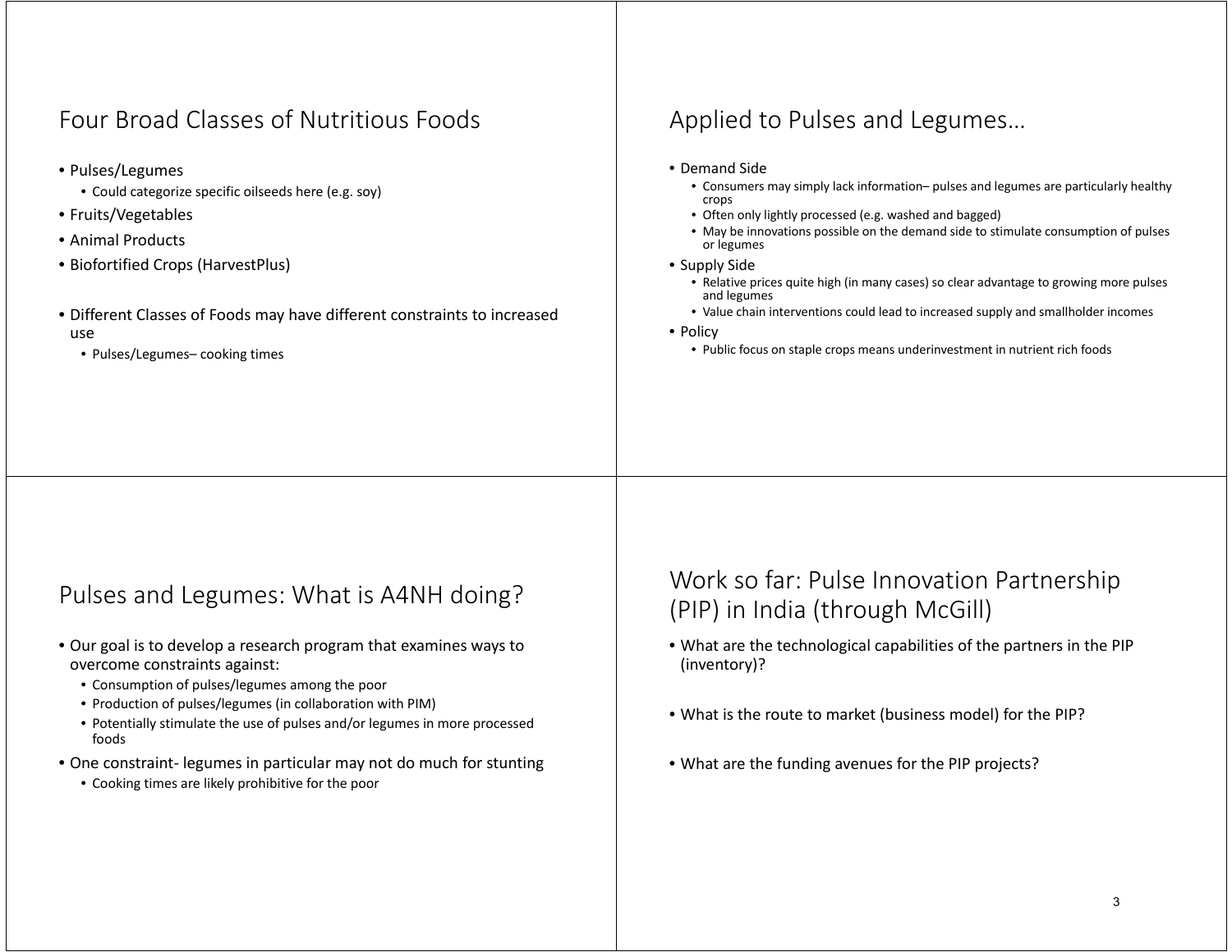## Four Broad Classes of Nutritious Foods

- Pulses/Legumes
  - Could categorize specific oilseeds here (e.g. soy)
- Fruits/Vegetables
- Animal Products
- Biofortified Crops (HarvestPlus)

- Different Classes of Foods may have different constraints to increased use
  - Pulses/Legumes– cooking times

## Applied to Pulses and Legumes…

- Demand Side
  - Consumers may simply lack information– pulses and legumes are particularly healthy crops
  - Often only lightly processed (e.g. washed and bagged)
  - May be innovations possible on the demand side to stimulate consumption of pulses or legumes
- Supply Side
  - Relative prices quite high (in many cases) so clear advantage to growing more pulses and legumes
  - Value chain interventions could lead to increased supply and smallholder incomes
- Policy
  - Public focus on staple crops means underinvestment in nutrient rich foods

## Pulses and Legumes: What is A4NH doing?

- Our goal is to develop a research program that examines ways to overcome constraints against:
  - Consumption of pulses/legumes among the poor
  - Production of pulses/legumes (in collaboration with PIM)
  - Potentially stimulate the use of pulses and/or legumes in more processed foods
- One constraint- legumes in particular may not do much for stunting
  - Cooking times are likely prohibitive for the poor

## Work so far: Pulse Innovation Partnership (PIP) in India (through McGill)

- What are the technological capabilities of the partners in the PIP (inventory)?

- What is the route to market (business model) for the PIP?

- What are the funding avenues for the PIP projects?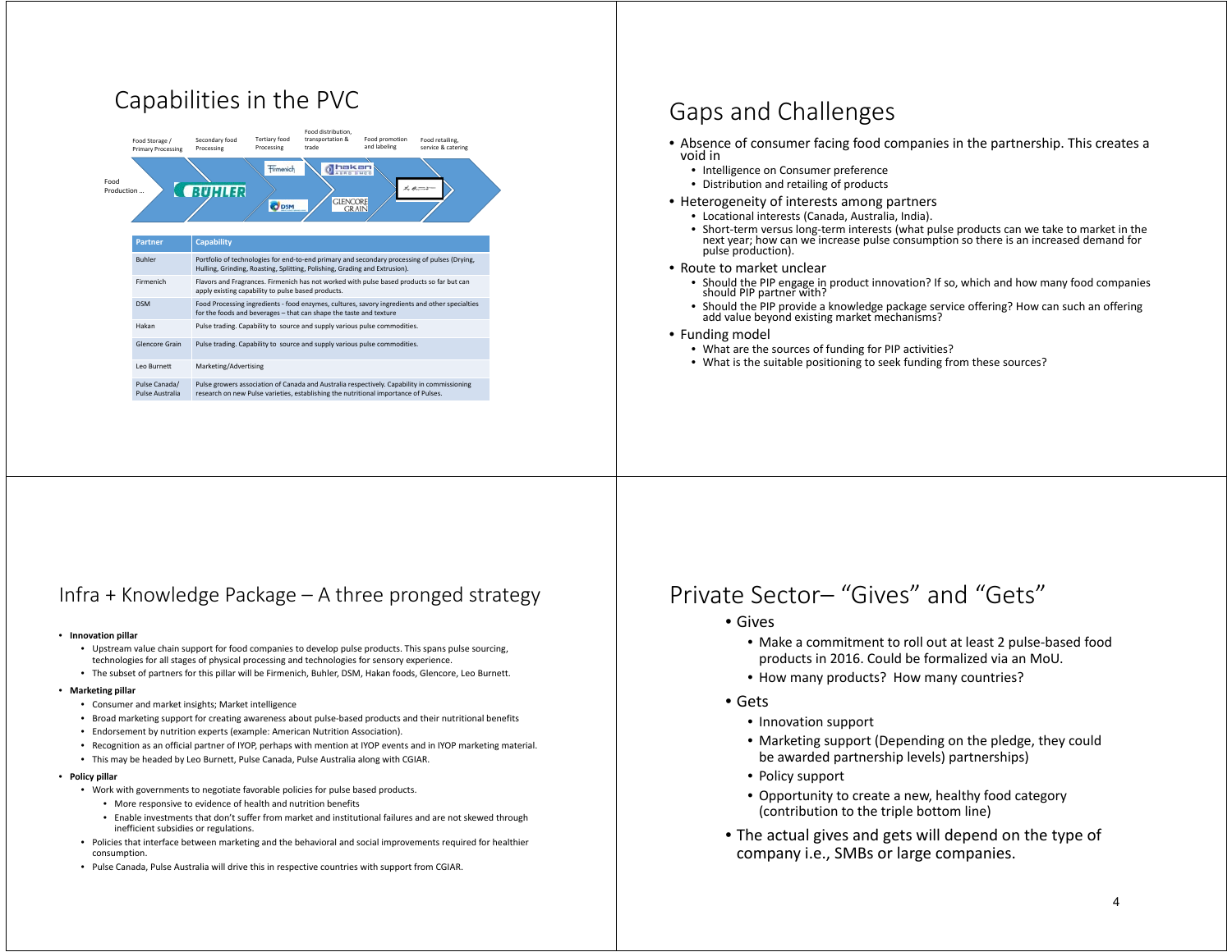## Capabilities in the PVC

Food Production …

Food Storage / Primary Processing

Secondary food Processing

Tertiary food Processing

Food distribution, transportation & trade

Food promotion and labeling

Food retailing, service & catering

BUHLER

Firmenich

DSM

hakan

GLENCORE GRAIN

| Partner | Capability |
|---|---|
| Buhler | Portfolio of technologies for end-to-end primary and secondary processing of pulses (Drying, Hulling, Grinding, Roasting, Splitting, Polishing, Grading and Extrusion). |
| Firmenich | Flavors and Fragrances. Firmenich has not worked with pulse based products so far but can apply existing capability to pulse based products. |
| DSM | Food Processing ingredients - food enzymes, cultures, savory ingredients and other specialties for the foods and beverages – that can shape the taste and texture |
| Hakan | Pulse trading. Capability to source and supply various pulse commodities. |
| Glencore Grain | Pulse trading. Capability to source and supply various pulse commodities. |
| Leo Burnett | Marketing/Advertising |
| Pulse Canada/ Pulse Australia | Pulse growers association of Canada and Australia respectively. Capability in commissioning research on new Pulse varieties, establishing the nutritional importance of Pulses. |

## Gaps and Challenges

- Absence of consumer facing food companies in the partnership. This creates a void in
  - Intelligence on Consumer preference
  - Distribution and retailing of products
- Heterogeneity of interests among partners
  - Locational interests (Canada, Australia, India).
  - Short-term versus long-term interests (what pulse products can we take to market in the next year; how can we increase pulse consumption so there is an increased demand for pulse production).
- Route to market unclear
  - Should the PIP engage in product innovation? If so, which and how many food companies should PIP partner with?
  - Should the PIP provide a knowledge package service offering? How can such an offering add value beyond existing market mechanisms?
- Funding model
  - What are the sources of funding for PIP activities?
  - What is the suitable positioning to seek funding from these sources?

## Infra + Knowledge Package – A three pronged strategy

- **Innovation pillar**
  - Upstream value chain support for food companies to develop pulse products. This spans pulse sourcing, technologies for all stages of physical processing and technologies for sensory experience.
  - The subset of partners for this pillar will be Firmenich, Buhler, DSM, Hakan foods, Glencore, Leo Burnett.
- **Marketing pillar**
  - Consumer and market insights; Market intelligence
  - Broad marketing support for creating awareness about pulse-based products and their nutritional benefits
  - Endorsement by nutrition experts (example: American Nutrition Association).
  - Recognition as an official partner of IYOP, perhaps with mention at IYOP events and in IYOP marketing material.
  - This may be headed by Leo Burnett, Pulse Canada, Pulse Australia along with CGIAR.
- **Policy pillar**
  - Work with governments to negotiate favorable policies for pulse based products.
    - More responsive to evidence of health and nutrition benefits
    - Enable investments that don't suffer from market and institutional failures and are not skewed through inefficient subsidies or regulations.
  - Policies that interface between marketing and the behavioral and social improvements required for healthier consumption.
  - Pulse Canada, Pulse Australia will drive this in respective countries with support from CGIAR.

## Private Sector– "Gives" and "Gets"

- Gives
  - Make a commitment to roll out at least 2 pulse-based food products in 2016. Could be formalized via an MoU.
  - How many products? How many countries?
- Gets
  - Innovation support
  - Marketing support (Depending on the pledge, they could be awarded partnership levels) partnerships)
  - Policy support
  - Opportunity to create a new, healthy food category (contribution to the triple bottom line)
- The actual gives and gets will depend on the type of company i.e., SMBs or large companies.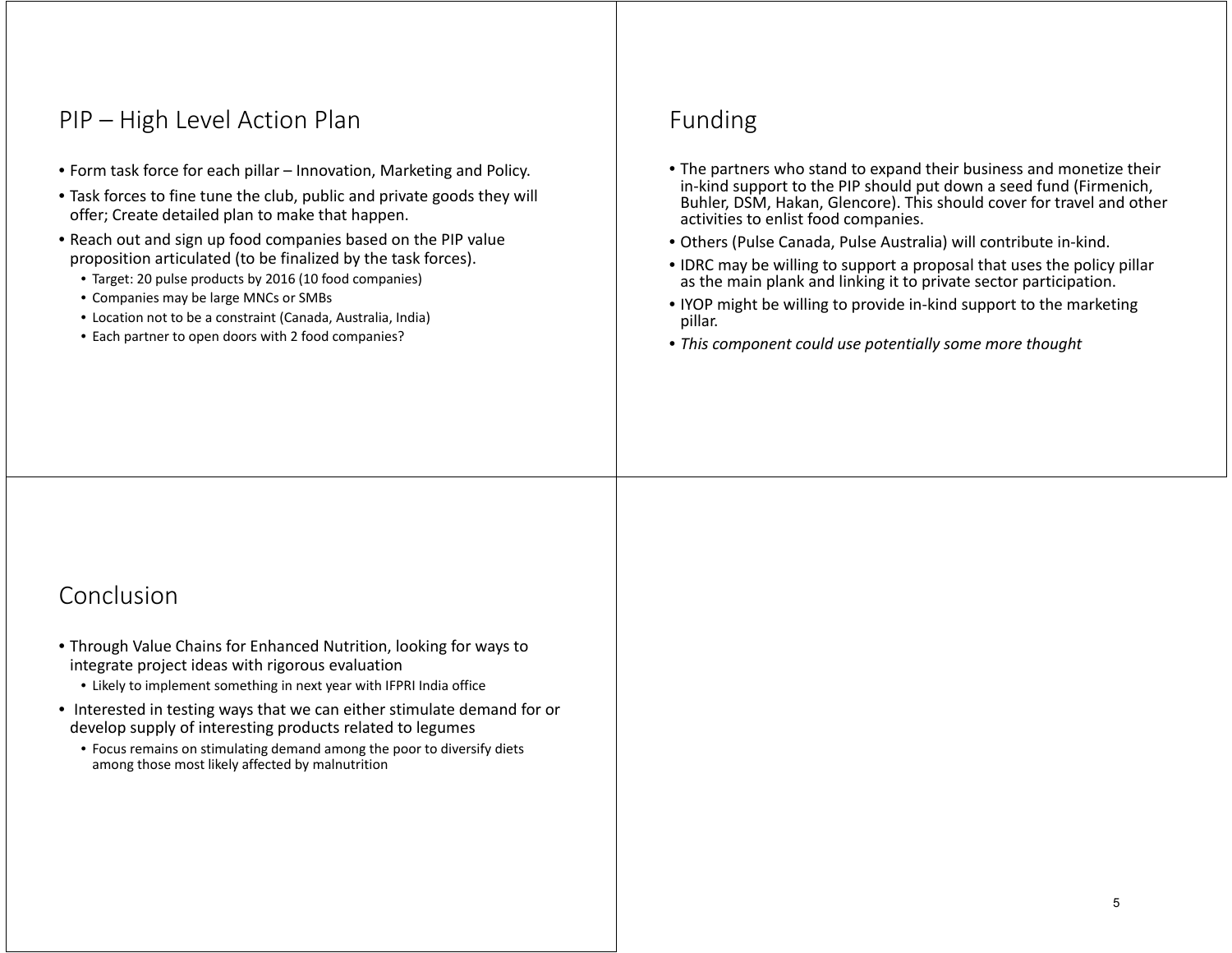## PIP – High Level Action Plan

- Form task force for each pillar – Innovation, Marketing and Policy.
- Task forces to fine tune the club, public and private goods they will offer; Create detailed plan to make that happen.
- Reach out and sign up food companies based on the PIP value proposition articulated (to be finalized by the task forces).
  - Target: 20 pulse products by 2016 (10 food companies)
  - Companies may be large MNCs or SMBs
  - Location not to be a constraint (Canada, Australia, India)
  - Each partner to open doors with 2 food companies?

## Funding

- The partners who stand to expand their business and monetize their in-kind support to the PIP should put down a seed fund (Firmenich, Buhler, DSM, Hakan, Glencore). This should cover for travel and other activities to enlist food companies.
- Others (Pulse Canada, Pulse Australia) will contribute in-kind.
- IDRC may be willing to support a proposal that uses the policy pillar as the main plank and linking it to private sector participation.
- IYOP might be willing to provide in-kind support to the marketing pillar.
- *This component could use potentially some more thought*

## Conclusion

- Through Value Chains for Enhanced Nutrition, looking for ways to integrate project ideas with rigorous evaluation
  - Likely to implement something in next year with IFPRI India office
- Interested in testing ways that we can either stimulate demand for or develop supply of interesting products related to legumes
  - Focus remains on stimulating demand among the poor to diversify diets among those most likely affected by malnutrition